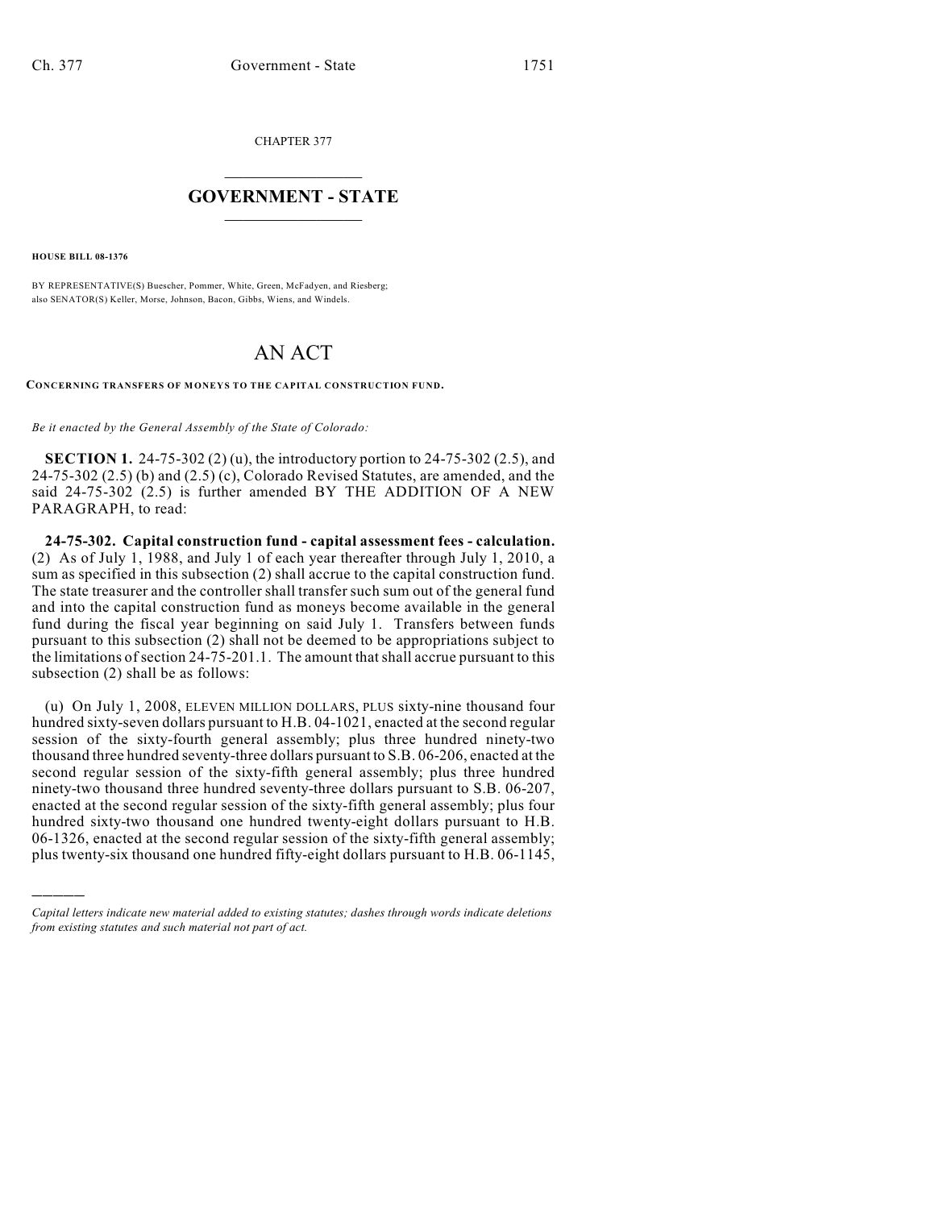CHAPTER 377

# GOVERNMENT - STATE

**HOUSE BILL 08-1376**

BY REPRESENTATIVE(S) Buescher, Pommer, White, Green, McFadyen, and Riesberg; also SENATOR(S) Keller, Morse, Johnson, Bacon, Gibbs, Wiens, and Windels.

# AN ACT

**CONCERNING TRANSFERS OF MONEYS TO THE CAPITAL CONSTRUCTION FUND.**

*Be it enacted by the General Assembly of the State of Colorado:*

**SECTION 1.** 24-75-302 (2) (u), the introductory portion to 24-75-302 (2.5), and 24-75-302 (2.5) (b) and (2.5) (c), Colorado Revised Statutes, are amended, and the said 24-75-302 (2.5) is further amended BY THE ADDITION OF A NEW PARAGRAPH, to read:

**24-75-302. Capital construction fund - capital assessment fees - calculation.** (2) As of July 1, 1988, and July 1 of each year thereafter through July 1, 2010, a sum as specified in this subsection (2) shall accrue to the capital construction fund. The state treasurer and the controller shall transfer such sum out of the general fund and into the capital construction fund as moneys become available in the general fund during the fiscal year beginning on said July 1. Transfers between funds pursuant to this subsection (2) shall not be deemed to be appropriations subject to the limitations of section 24-75-201.1. The amount that shall accrue pursuant to this subsection (2) shall be as follows:

(u) On July 1, 2008, ELEVEN MILLION DOLLARS, PLUS sixty-nine thousand four hundred sixty-seven dollars pursuant to H.B. 04-1021, enacted at the second regular session of the sixty-fourth general assembly; plus three hundred ninety-two thousand three hundred seventy-three dollars pursuant to S.B. 06-206, enacted at the second regular session of the sixty-fifth general assembly; plus three hundred ninety-two thousand three hundred seventy-three dollars pursuant to S.B. 06-207, enacted at the second regular session of the sixty-fifth general assembly; plus four hundred sixty-two thousand one hundred twenty-eight dollars pursuant to H.B. 06-1326, enacted at the second regular session of the sixty-fifth general assembly; plus twenty-six thousand one hundred fifty-eight dollars pursuant to H.B. 06-1145,

---

*Capital letters indicate new material added to existing statutes; dashes through words indicate deletions from existing statutes and such material not part of act.*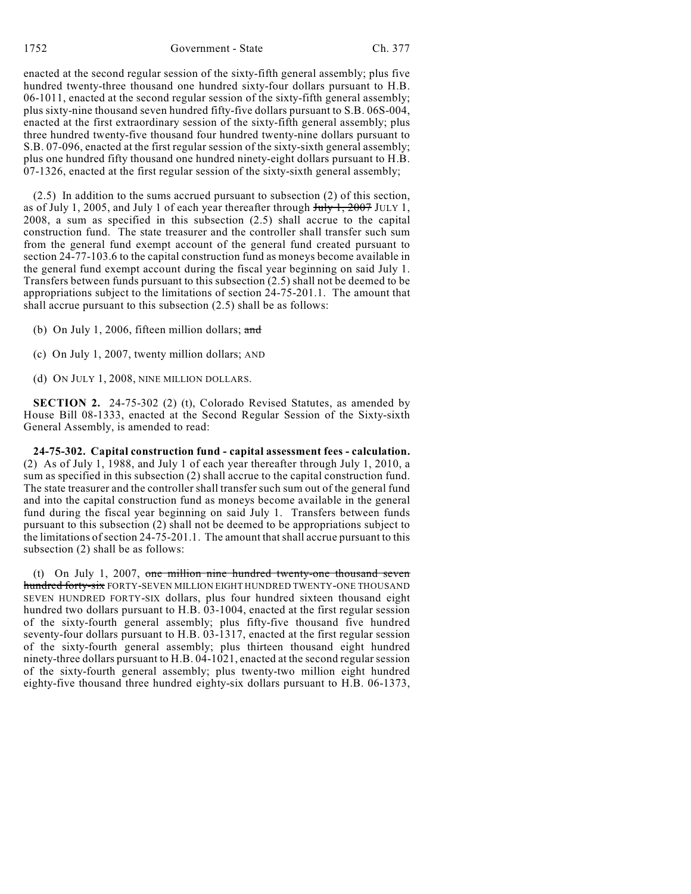enacted at the second regular session of the sixty-fifth general assembly; plus five hundred twenty-three thousand one hundred sixty-four dollars pursuant to H.B. 06-1011, enacted at the second regular session of the sixty-fifth general assembly; plus sixty-nine thousand seven hundred fifty-five dollars pursuant to S.B. 06S-004, enacted at the first extraordinary session of the sixty-fifth general assembly; plus three hundred twenty-five thousand four hundred twenty-nine dollars pursuant to S.B. 07-096, enacted at the first regular session of the sixty-sixth general assembly; plus one hundred fifty thousand one hundred ninety-eight dollars pursuant to H.B. 07-1326, enacted at the first regular session of the sixty-sixth general assembly;

(2.5) In addition to the sums accrued pursuant to subsection (2) of this section, as of July 1, 2005, and July 1 of each year thereafter through ~~July 1, 2007~~ JULY 1, 2008, a sum as specified in this subsection (2.5) shall accrue to the capital construction fund. The state treasurer and the controller shall transfer such sum from the general fund exempt account of the general fund created pursuant to section 24-77-103.6 to the capital construction fund as moneys become available in the general fund exempt account during the fiscal year beginning on said July 1. Transfers between funds pursuant to this subsection (2.5) shall not be deemed to be appropriations subject to the limitations of section 24-75-201.1. The amount that shall accrue pursuant to this subsection (2.5) shall be as follows:

(b) On July 1, 2006, fifteen million dollars; ~~and~~

(c) On July 1, 2007, twenty million dollars; AND

(d) ON JULY 1, 2008, NINE MILLION DOLLARS.

**SECTION 2.** 24-75-302 (2) (t), Colorado Revised Statutes, as amended by House Bill 08-1333, enacted at the Second Regular Session of the Sixty-sixth General Assembly, is amended to read:

**24-75-302. Capital construction fund - capital assessment fees - calculation.** (2) As of July 1, 1988, and July 1 of each year thereafter through July 1, 2010, a sum as specified in this subsection (2) shall accrue to the capital construction fund. The state treasurer and the controller shall transfer such sum out of the general fund and into the capital construction fund as moneys become available in the general fund during the fiscal year beginning on said July 1. Transfers between funds pursuant to this subsection (2) shall not be deemed to be appropriations subject to the limitations of section 24-75-201.1. The amount that shall accrue pursuant to this subsection (2) shall be as follows:

(t) On July 1, 2007, ~~one million nine hundred twenty-one thousand seven hundred forty-six~~ FORTY-SEVEN MILLION EIGHT HUNDRED TWENTY-ONE THOUSAND SEVEN HUNDRED FORTY-SIX dollars, plus four hundred sixteen thousand eight hundred two dollars pursuant to H.B. 03-1004, enacted at the first regular session of the sixty-fourth general assembly; plus fifty-five thousand five hundred seventy-four dollars pursuant to H.B. 03-1317, enacted at the first regular session of the sixty-fourth general assembly; plus thirteen thousand eight hundred ninety-three dollars pursuant to H.B. 04-1021, enacted at the second regular session of the sixty-fourth general assembly; plus twenty-two million eight hundred eighty-five thousand three hundred eighty-six dollars pursuant to H.B. 06-1373,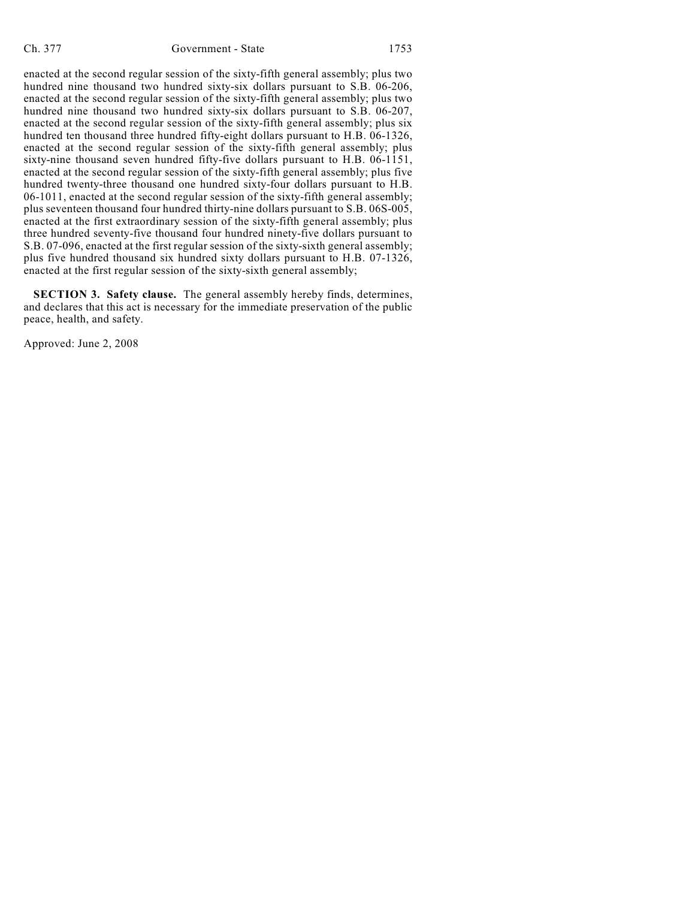enacted at the second regular session of the sixty-fifth general assembly; plus two hundred nine thousand two hundred sixty-six dollars pursuant to S.B. 06-206, enacted at the second regular session of the sixty-fifth general assembly; plus two hundred nine thousand two hundred sixty-six dollars pursuant to S.B. 06-207, enacted at the second regular session of the sixty-fifth general assembly; plus six hundred ten thousand three hundred fifty-eight dollars pursuant to H.B. 06-1326, enacted at the second regular session of the sixty-fifth general assembly; plus sixty-nine thousand seven hundred fifty-five dollars pursuant to H.B. 06-1151, enacted at the second regular session of the sixty-fifth general assembly; plus five hundred twenty-three thousand one hundred sixty-four dollars pursuant to H.B. 06-1011, enacted at the second regular session of the sixty-fifth general assembly; plus seventeen thousand four hundred thirty-nine dollars pursuant to S.B. 06S-005, enacted at the first extraordinary session of the sixty-fifth general assembly; plus three hundred seventy-five thousand four hundred ninety-five dollars pursuant to S.B. 07-096, enacted at the first regular session of the sixty-sixth general assembly; plus five hundred thousand six hundred sixty dollars pursuant to H.B. 07-1326, enacted at the first regular session of the sixty-sixth general assembly;

**SECTION 3. Safety clause.** The general assembly hereby finds, determines, and declares that this act is necessary for the immediate preservation of the public peace, health, and safety.

Approved: June 2, 2008